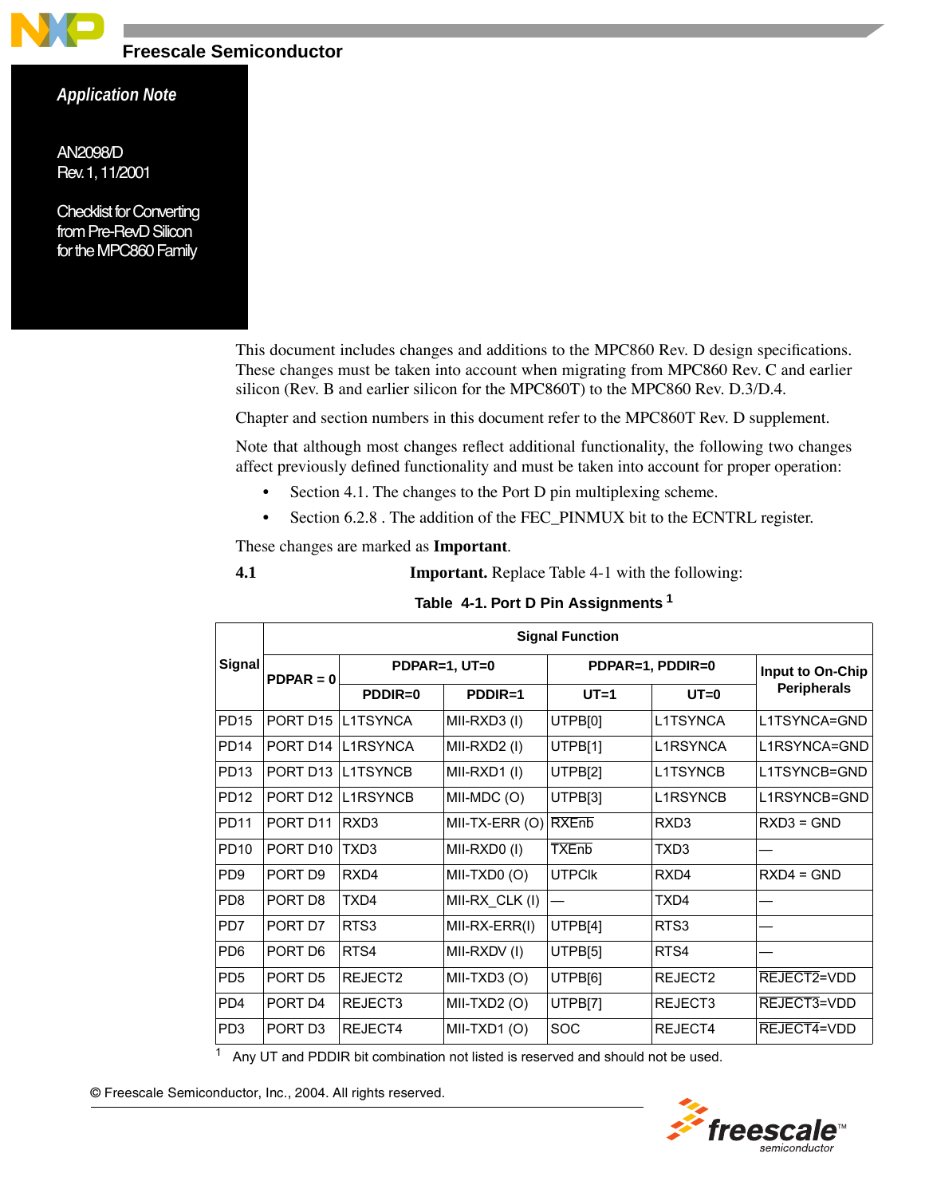Freescale Semiconductor

*Application Note*

AN2098/D
Rev. 1, 11/2001

# Checklist for Converting from Pre-RevD Silicon for the MPC860 Family

This document includes changes and additions to the MPC860 Rev. D design specifications. These changes must be taken into account when migrating from MPC860 Rev. C and earlier silicon (Rev. B and earlier silicon for the MPC860T) to the MPC860 Rev. D.3/D.4.

Chapter and section numbers in this document refer to the MPC860T Rev. D supplement.

Note that although most changes reflect additional functionality, the following two changes affect previously defined functionality and must be taken into account for proper operation:

- Section 4.1. The changes to the Port D pin multiplexing scheme.
- Section 6.2.8 . The addition of the FEC_PINMUX bit to the ECNTRL register.

These changes are marked as **Important**.

## 4.1 **Important.** Replace Table 4-1 with the following:

**Table 4-1. Port D Pin Assignments** [1]

| Signal | Signal Function | | | | | |
|---|---|---|---|---|---|---|
| | PDPAR = 0 | PDPAR=1, UT=0 | | PDPAR=1, PDDIR=0 | | Input to On-Chip Peripherals |
| | | PDDIR=0 | PDDIR=1 | UT=1 | UT=0 | |
| PD15 | PORT D15 | L1TSYNCA | MII-RXD3 (I) | UTPB[0] | L1TSYNCA | L1TSYNCA=GND |
| PD14 | PORT D14 | L1RSYNCA | MII-RXD2 (I) | UTPB[1] | L1RSYNCA | L1RSYNCA=GND |
| PD13 | PORT D13 | L1TSYNCB | MII-RXD1 (I) | UTPB[2] | L1TSYNCB | L1TSYNCB=GND |
| PD12 | PORT D12 | L1RSYNCB | MII-MDC (O) | UTPB[3] | L1RSYNCB | L1RSYNCB=GND |
| PD11 | PORT D11 | RXD3 | MII-TX-ERR (O) | $\overline{\text{RXEnb}}$ | RXD3 | RXD3 = GND |
| PD10 | PORT D10 | TXD3 | MII-RXD0 (I) | $\overline{\text{TXEnb}}$ | TXD3 | — |
| PD9 | PORT D9 | RXD4 | MII-TXD0 (O) | UTPClk | RXD4 | RXD4 = GND |
| PD8 | PORT D8 | TXD4 | MII-RX_CLK (I) | — | TXD4 | — |
| PD7 | PORT D7 | RTS3 | MII-RX-ERR(I) | UTPB[4] | RTS3 | — |
| PD6 | PORT D6 | RTS4 | MII-RXDV (I) | UTPB[5] | RTS4 | — |
| PD5 | PORT D5 | REJECT2 | MII-TXD3 (O) | UTPB[6] | REJECT2 | $\overline{\text{REJECT2}}$=VDD |
| PD4 | PORT D4 | REJECT3 | MII-TXD2 (O) | UTPB[7] | REJECT3 | $\overline{\text{REJECT3}}$=VDD |
| PD3 | PORT D3 | REJECT4 | MII-TXD1 (O) | SOC | REJECT4 | $\overline{\text{REJECT4}}$=VDD |

[1] Any UT and PDDIR bit combination not listed is reserved and should not be used.

© Freescale Semiconductor, Inc., 2004. All rights reserved.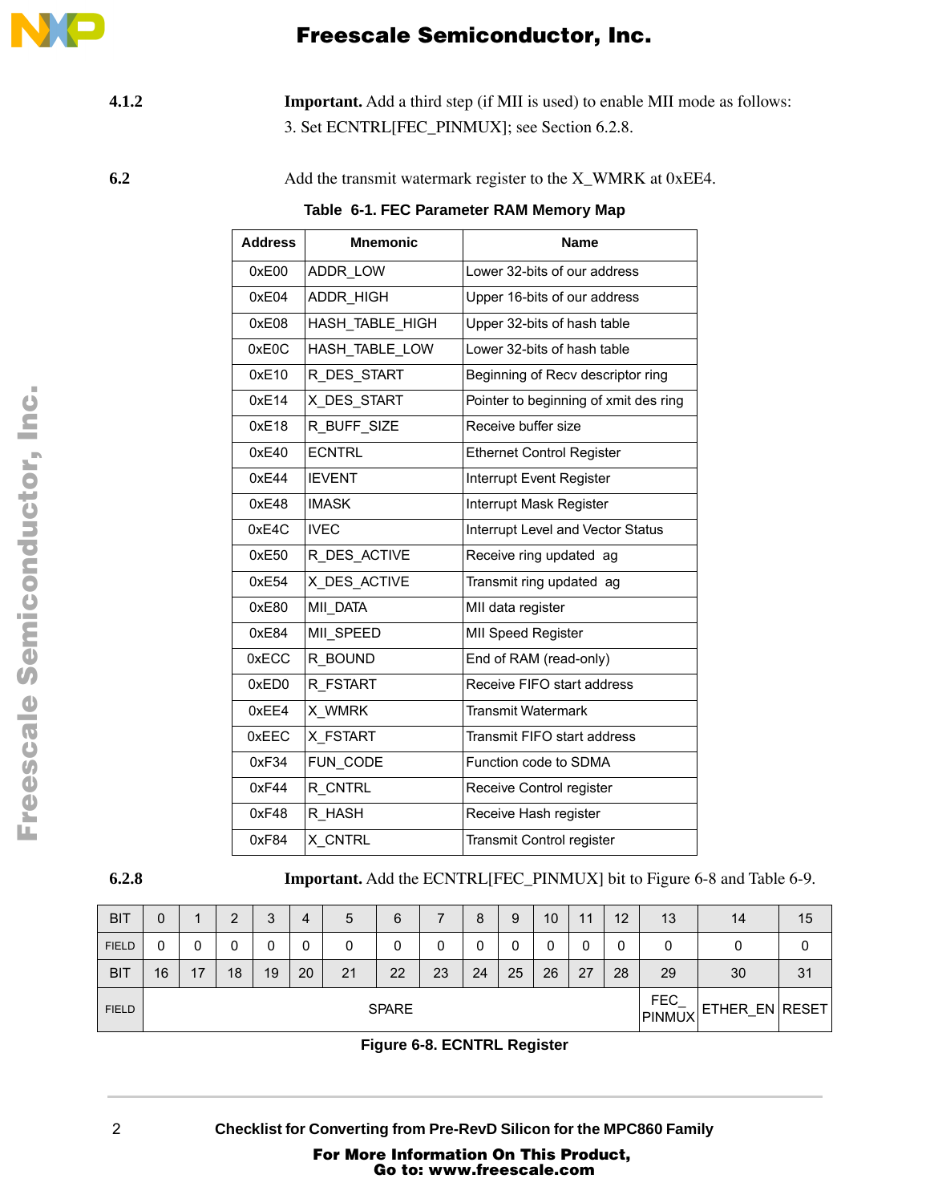**4.1.2** **Important.** Add a third step (if MII is used) to enable MII mode as follows:

3. Set ECNTRL[FEC_PINMUX]; see Section 6.2.8.

**6.2** Add the transmit watermark register to the X_WMRK at 0xEE4.

**Table 6-1. FEC Parameter RAM Memory Map**

| Address | Mnemonic | Name |
|---|---|---|
| 0xE00 | ADDR_LOW | Lower 32-bits of our address |
| 0xE04 | ADDR_HIGH | Upper 16-bits of our address |
| 0xE08 | HASH_TABLE_HIGH | Upper 32-bits of hash table |
| 0xE0C | HASH_TABLE_LOW | Lower 32-bits of hash table |
| 0xE10 | R_DES_START | Beginning of Recv descriptor ring |
| 0xE14 | X_DES_START | Pointer to beginning of xmit des ring |
| 0xE18 | R_BUFF_SIZE | Receive buffer size |
| 0xE40 | ECNTRL | Ethernet Control Register |
| 0xE44 | IEVENT | Interrupt Event Register |
| 0xE48 | IMASK | Interrupt Mask Register |
| 0xE4C | IVEC | Interrupt Level and Vector Status |
| 0xE50 | R_DES_ACTIVE | Receive ring updated ag |
| 0xE54 | X_DES_ACTIVE | Transmit ring updated ag |
| 0xE80 | MII_DATA | MII data register |
| 0xE84 | MII_SPEED | MII Speed Register |
| 0xECC | R_BOUND | End of RAM (read-only) |
| 0xED0 | R_FSTART | Receive FIFO start address |
| 0xEE4 | X_WMRK | Transmit Watermark |
| 0xEEC | X_FSTART | Transmit FIFO start address |
| 0xF34 | FUN_CODE | Function code to SDMA |
| 0xF44 | R_CNTRL | Receive Control register |
| 0xF48 | R_HASH | Receive Hash register |
| 0xF84 | X_CNTRL | Transmit Control register |

**6.2.8** **Important.** Add the ECNTRL[FEC_PINMUX] bit to Figure 6-8 and Table 6-9.

| BIT | 0 | 1 | 2 | 3 | 4 | 5 | 6 | 7 | 8 | 9 | 10 | 11 | 12 | 13 | 14 | 15 |
|---|---|---|---|---|---|---|---|---|---|---|---|---|---|---|---|---|
| FIELD | 0 | 0 | 0 | 0 | 0 | 0 | 0 | 0 | 0 | 0 | 0 | 0 | 0 | 0 | 0 | 0 |
| BIT | 16 | 17 | 18 | 19 | 20 | 21 | 22 | 23 | 24 | 25 | 26 | 27 | 28 | 29 | 30 | 31 |
| FIELD | SPARE | | | | | | | | | | | | | FEC_PINMUX | ETHER_EN | RESET |

**Figure 6-8. ECNTRL Register**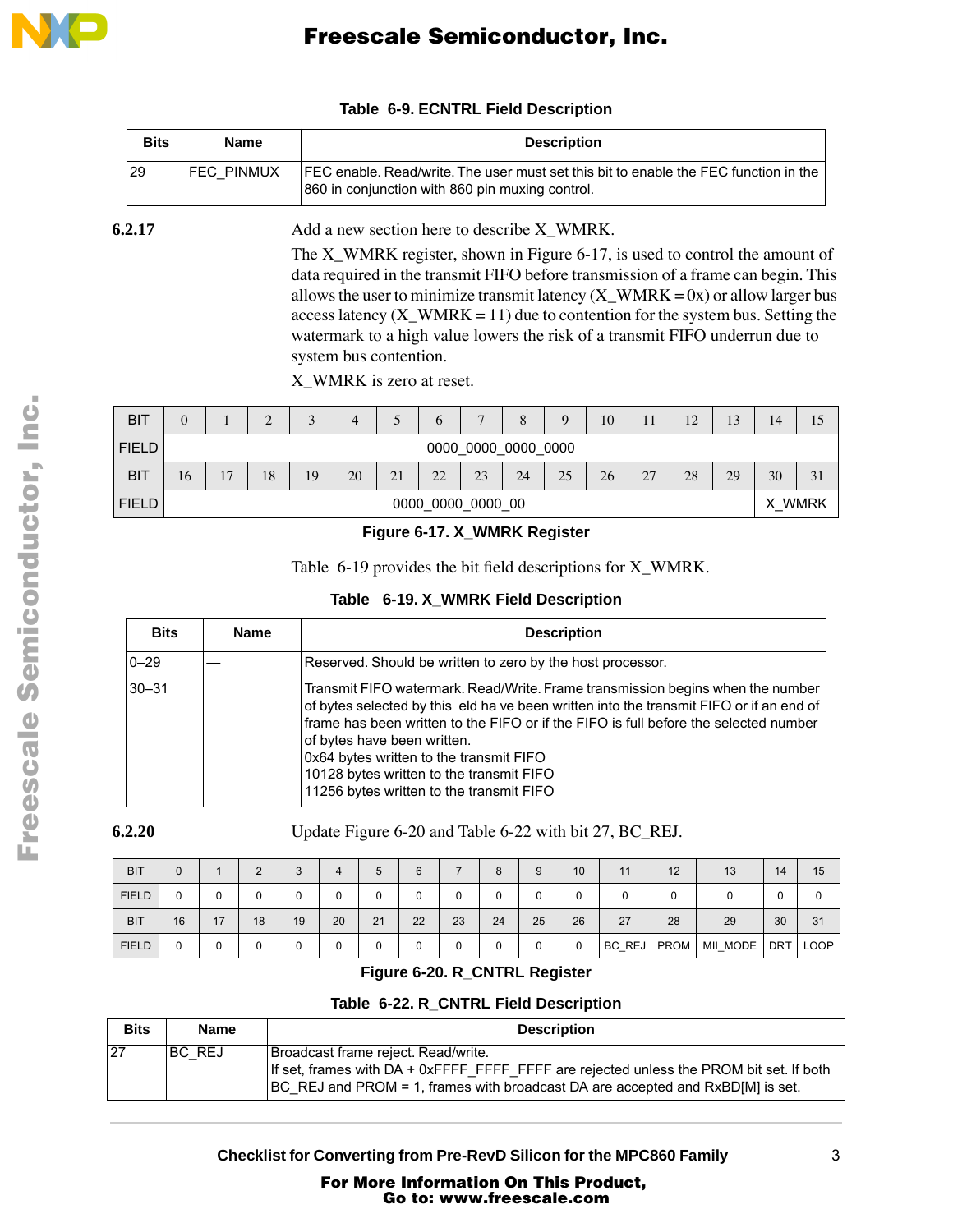Table 6-9. ECNTRL Field Description

| Bits | Name | Description |
|---|---|---|
| 29 | FEC_PINMUX | FEC enable. Read/write. The user must set this bit to enable the FEC function in the 860 in conjunction with 860 pin muxing control. |

### 6.2.17

Add a new section here to describe X_WMRK.

The X_WMRK register, shown in Figure 6-17, is used to control the amount of data required in the transmit FIFO before transmission of a frame can begin. This allows the user to minimize transmit latency (X_WMRK = 0x) or allow larger bus access latency (X_WMRK = 11) due to contention for the system bus. Setting the watermark to a high value lowers the risk of a transmit FIFO underrun due to system bus contention.

X_WMRK is zero at reset.

| BIT | 0 | 1 | 2 | 3 | 4 | 5 | 6 | 7 | 8 | 9 | 10 | 11 | 12 | 13 | 14 | 15 |
|---|---|---|---|---|---|---|---|---|---|---|---|---|---|---|---|---|
| FIELD | 0000_0000_0000_0000 | | | | | | | | | | | | | | | |
| BIT | 16 | 17 | 18 | 19 | 20 | 21 | 22 | 23 | 24 | 25 | 26 | 27 | 28 | 29 | 30 | 31 |
| FIELD | 0000_0000_0000_00 | | | | | | | | | | | | | | X_WMRK | |

Figure 6-17. X_WMRK Register

Table 6-19 provides the bit field descriptions for X_WMRK.

Table 6-19. X_WMRK Field Description

| Bits | Name | Description |
|---|---|---|
| 0–29 | — | Reserved. Should be written to zero by the host processor. |
| 30–31 | | Transmit FIFO watermark. Read/Write. Frame transmission begins when the number of bytes selected by this eld ha ve been written into the transmit FIFO or if an end of frame has been written to the FIFO or if the FIFO is full before the selected number of bytes have been written.<br>0x64 bytes written to the transmit FIFO<br>10128 bytes written to the transmit FIFO<br>11256 bytes written to the transmit FIFO |

### 6.2.20

Update Figure 6-20 and Table 6-22 with bit 27, BC_REJ.

| BIT | 0 | 1 | 2 | 3 | 4 | 5 | 6 | 7 | 8 | 9 | 10 | 11 | 12 | 13 | 14 | 15 |
|---|---|---|---|---|---|---|---|---|---|---|---|---|---|---|---|---|
| FIELD | 0 | 0 | 0 | 0 | 0 | 0 | 0 | 0 | 0 | 0 | 0 | 0 | 0 | 0 | 0 | 0 |
| BIT | 16 | 17 | 18 | 19 | 20 | 21 | 22 | 23 | 24 | 25 | 26 | 27 | 28 | 29 | 30 | 31 |
| FIELD | 0 | 0 | 0 | 0 | 0 | 0 | 0 | 0 | 0 | 0 | 0 | BC_REJ | PROM | MII_MODE | DRT | LOOP |

Figure 6-20. R_CNTRL Register

Table 6-22. R_CNTRL Field Description

| Bits | Name | Description |
|---|---|---|
| 27 | BC_REJ | Broadcast frame reject. Read/write.<br>If set, frames with DA + 0xFFFF_FFFF_FFFF are rejected unless the PROM bit set. If both BC_REJ and PROM = 1, frames with broadcast DA are accepted and RxBD[M] is set. |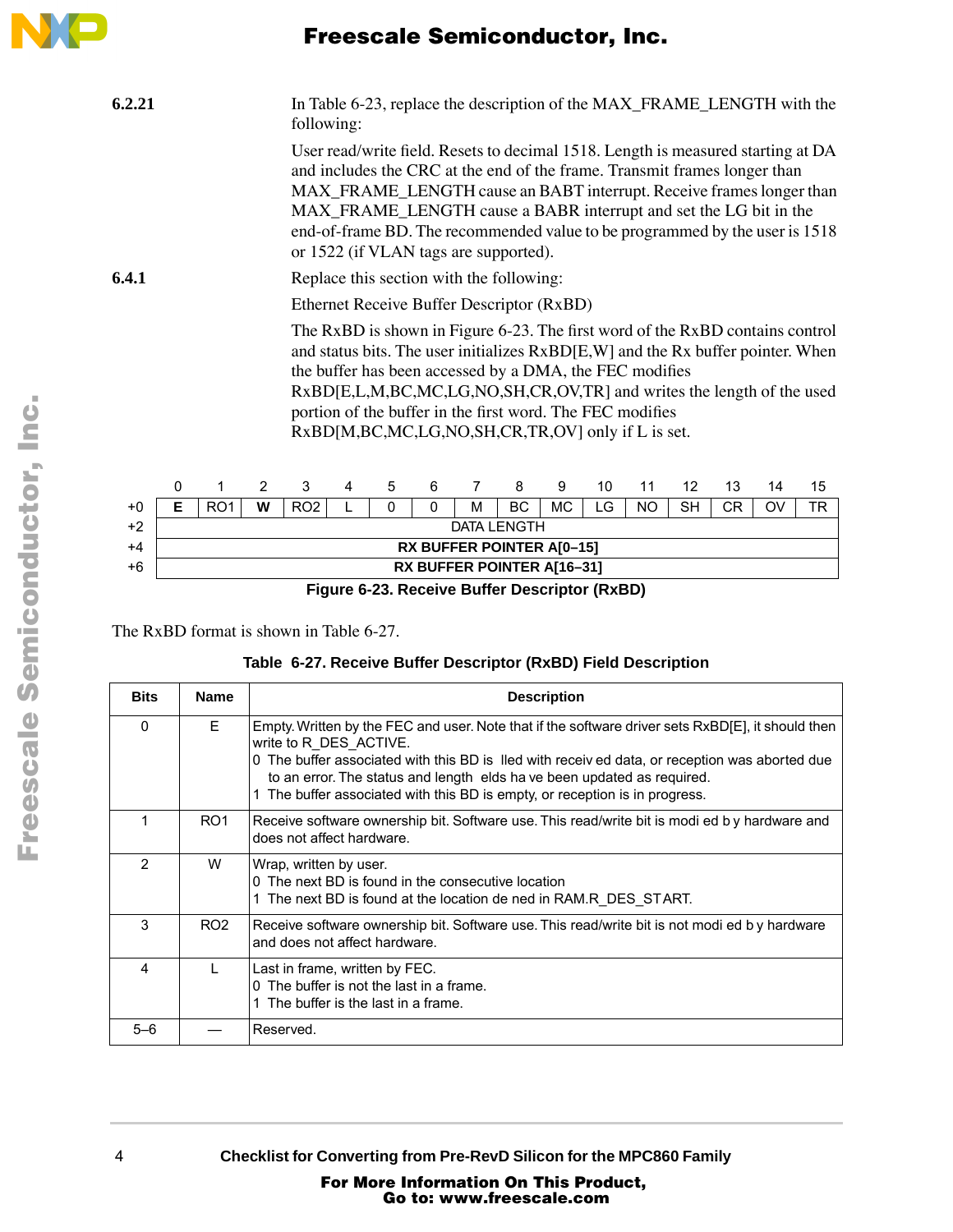**6.2.21** In Table 6-23, replace the description of the MAX_FRAME_LENGTH with the following:

User read/write field. Resets to decimal 1518. Length is measured starting at DA and includes the CRC at the end of the frame. Transmit frames longer than MAX_FRAME_LENGTH cause an BABT interrupt. Receive frames longer than MAX_FRAME_LENGTH cause a BABR interrupt and set the LG bit in the end-of-frame BD. The recommended value to be programmed by the user is 1518 or 1522 (if VLAN tags are supported).

**6.4.1** Replace this section with the following:

Ethernet Receive Buffer Descriptor (RxBD)

The RxBD is shown in Figure 6-23. The first word of the RxBD contains control and status bits. The user initializes RxBD[E,W] and the Rx buffer pointer. When the buffer has been accessed by a DMA, the FEC modifies RxBD[E,L,M,BC,MC,LG,NO,SH,CR,OV,TR] and writes the length of the used portion of the buffer in the first word. The FEC modifies RxBD[M,BC,MC,LG,NO,SH,CR,TR,OV] only if L is set.

| | 0 | 1 | 2 | 3 | 4 | 5 | 6 | 7 | 8 | 9 | 10 | 11 | 12 | 13 | 14 | 15 |
|---|---|---|---|---|---|---|---|---|---|---|---|---|---|---|---|---|
| +0 | **E** | RO1 | **W** | RO2 | L | 0 | 0 | M | BC | MC | LG | NO | SH | CR | OV | TR |
| +2 | DATA LENGTH | | | | | | | | | | | | | | | |
| +4 | **RX BUFFER POINTER A[0–15]** | | | | | | | | | | | | | | | |
| +6 | **RX BUFFER POINTER A[16–31]** | | | | | | | | | | | | | | | |

**Figure 6-23. Receive Buffer Descriptor (RxBD)**

The RxBD format is shown in Table 6-27.

**Table 6-27. Receive Buffer Descriptor (RxBD) Field Description**

| Bits | Name | Description |
|---|---|---|
| 0 | E | Empty. Written by the FEC and user. Note that if the software driver sets RxBD[E], it should then write to R_DES_ACTIVE.<br>0 The buffer associated with this BD is filled with received data, or reception was aborted due to an error. The status and length fields have been updated as required.<br>1 The buffer associated with this BD is empty, or reception is in progress. |
| 1 | RO1 | Receive software ownership bit. Software use. This read/write bit is modified by hardware and does not affect hardware. |
| 2 | W | Wrap, written by user.<br>0 The next BD is found in the consecutive location<br>1 The next BD is found at the location defined in RAM.R_DES_START. |
| 3 | RO2 | Receive software ownership bit. Software use. This read/write bit is not modified by hardware and does not affect hardware. |
| 4 | L | Last in frame, written by FEC.<br>0 The buffer is not the last in a frame.<br>1 The buffer is the last in a frame. |
| 5–6 | — | Reserved. |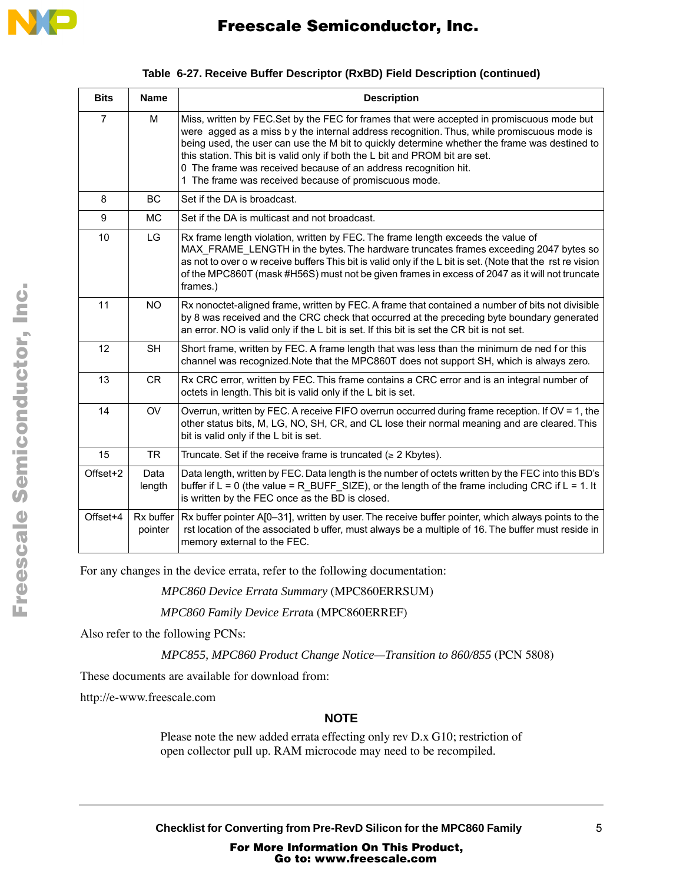**Table 6-27. Receive Buffer Descriptor (RxBD) Field Description (continued)**

| Bits | Name | Description |
|---|---|---|
| 7 | M | Miss, written by FEC.Set by the FEC for frames that were accepted in promiscuous mode but were agged as a miss b y the internal address recognition. Thus, while promiscuous mode is being used, the user can use the M bit to quickly determine whether the frame was destined to this station. This bit is valid only if both the L bit and PROM bit are set.<br>0 The frame was received because of an address recognition hit.<br>1 The frame was received because of promiscuous mode. |
| 8 | BC | Set if the DA is broadcast. |
| 9 | MC | Set if the DA is multicast and not broadcast. |
| 10 | LG | Rx frame length violation, written by FEC. The frame length exceeds the value of MAX_FRAME_LENGTH in the bytes. The hardware truncates frames exceeding 2047 bytes so as not to over o w receive buffers This bit is valid only if the L bit is set. (Note that the rst re vision of the MPC860T (mask #H56S) must not be given frames in excess of 2047 as it will not truncate frames.) |
| 11 | NO | Rx nonoctet-aligned frame, written by FEC. A frame that contained a number of bits not divisible by 8 was received and the CRC check that occurred at the preceding byte boundary generated an error. NO is valid only if the L bit is set. If this bit is set the CR bit is not set. |
| 12 | SH | Short frame, written by FEC. A frame length that was less than the minimum de ned f or this channel was recognized.Note that the MPC860T does not support SH, which is always zero. |
| 13 | CR | Rx CRC error, written by FEC. This frame contains a CRC error and is an integral number of octets in length. This bit is valid only if the L bit is set. |
| 14 | OV | Overrun, written by FEC. A receive FIFO overrun occurred during frame reception. If OV = 1, the other status bits, M, LG, NO, SH, CR, and CL lose their normal meaning and are cleared. This bit is valid only if the L bit is set. |
| 15 | TR | Truncate. Set if the receive frame is truncated (≥ 2 Kbytes). |
| Offset+2 | Data length | Data length, written by FEC. Data length is the number of octets written by the FEC into this BD's buffer if L = 0 (the value = R_BUFF_SIZE), or the length of the frame including CRC if L = 1. It is written by the FEC once as the BD is closed. |
| Offset+4 | Rx buffer pointer | Rx buffer pointer A[0–31], written by user. The receive buffer pointer, which always points to the rst location of the associated b uffer, must always be a multiple of 16. The buffer must reside in memory external to the FEC. |

For any changes in the device errata, refer to the following documentation:

*MPC860 Device Errata Summary* (MPC860ERRSUM)

*MPC860 Family Device Errat*a (MPC860ERREF)

Also refer to the following PCNs:

*MPC855, MPC860 Product Change Notice—Transition to 860/855* (PCN 5808)

These documents are available for download from:

http://e-www.freescale.com

**NOTE**

Please note the new added errata effecting only rev D.x G10; restriction of open collector pull up. RAM microcode may need to be recompiled.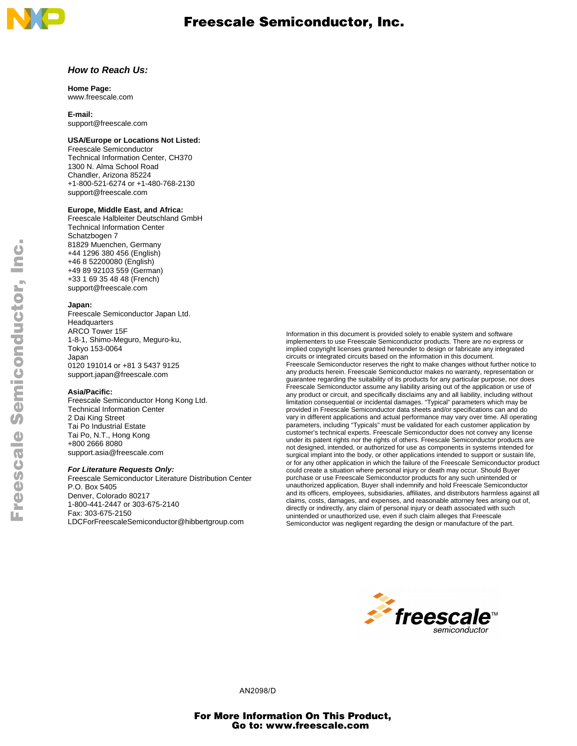### *How to Reach Us:*

**Home Page:**
www.freescale.com

**E-mail:**
support@freescale.com

**USA/Europe or Locations Not Listed:**
Freescale Semiconductor
Technical Information Center, CH370
1300 N. Alma School Road
Chandler, Arizona 85224
+1-800-521-6274 or +1-480-768-2130
support@freescale.com

**Europe, Middle East, and Africa:**
Freescale Halbleiter Deutschland GmbH
Technical Information Center
Schatzbogen 7
81829 Muenchen, Germany
+44 1296 380 456 (English)
+46 8 52200080 (English)
+49 89 92103 559 (German)
+33 1 69 35 48 48 (French)
support@freescale.com

**Japan:**
Freescale Semiconductor Japan Ltd.
Headquarters
ARCO Tower 15F
1-8-1, Shimo-Meguro, Meguro-ku,
Tokyo 153-0064
Japan
0120 191014 or +81 3 5437 9125
support.japan@freescale.com

**Asia/Pacific:**
Freescale Semiconductor Hong Kong Ltd.
Technical Information Center
2 Dai King Street
Tai Po Industrial Estate
Tai Po, N.T., Hong Kong
+800 2666 8080
support.asia@freescale.com

***For Literature Requests Only:***
Freescale Semiconductor Literature Distribution Center
P.O. Box 5405
Denver, Colorado 80217
1-800-441-2447 or 303-675-2140
Fax: 303-675-2150
LDCForFreescaleSemiconductor@hibbertgroup.com

Information in this document is provided solely to enable system and software implementers to use Freescale Semiconductor products. There are no express or implied copyright licenses granted hereunder to design or fabricate any integrated circuits or integrated circuits based on the information in this document.
Freescale Semiconductor reserves the right to make changes without further notice to any products herein. Freescale Semiconductor makes no warranty, representation or guarantee regarding the suitability of its products for any particular purpose, nor does Freescale Semiconductor assume any liability arising out of the application or use of any product or circuit, and specifically disclaims any and all liability, including without limitation consequential or incidental damages. "Typical" parameters which may be provided in Freescale Semiconductor data sheets and/or specifications can and do vary in different applications and actual performance may vary over time. All operating parameters, including "Typicals" must be validated for each customer application by customer's technical experts. Freescale Semiconductor does not convey any license under its patent rights nor the rights of others. Freescale Semiconductor products are not designed, intended, or authorized for use as components in systems intended for surgical implant into the body, or other applications intended to support or sustain life, or for any other application in which the failure of the Freescale Semiconductor product could create a situation where personal injury or death may occur. Should Buyer purchase or use Freescale Semiconductor products for any such unintended or unauthorized application, Buyer shall indemnify and hold Freescale Semiconductor and its officers, employees, subsidiaries, affiliates, and distributors harmless against all claims, costs, damages, and expenses, and reasonable attorney fees arising out of, directly or indirectly, any claim of personal injury or death associated with such unintended or unauthorized use, even if such claim alleges that Freescale Semiconductor was negligent regarding the design or manufacture of the part.

AN2098/D